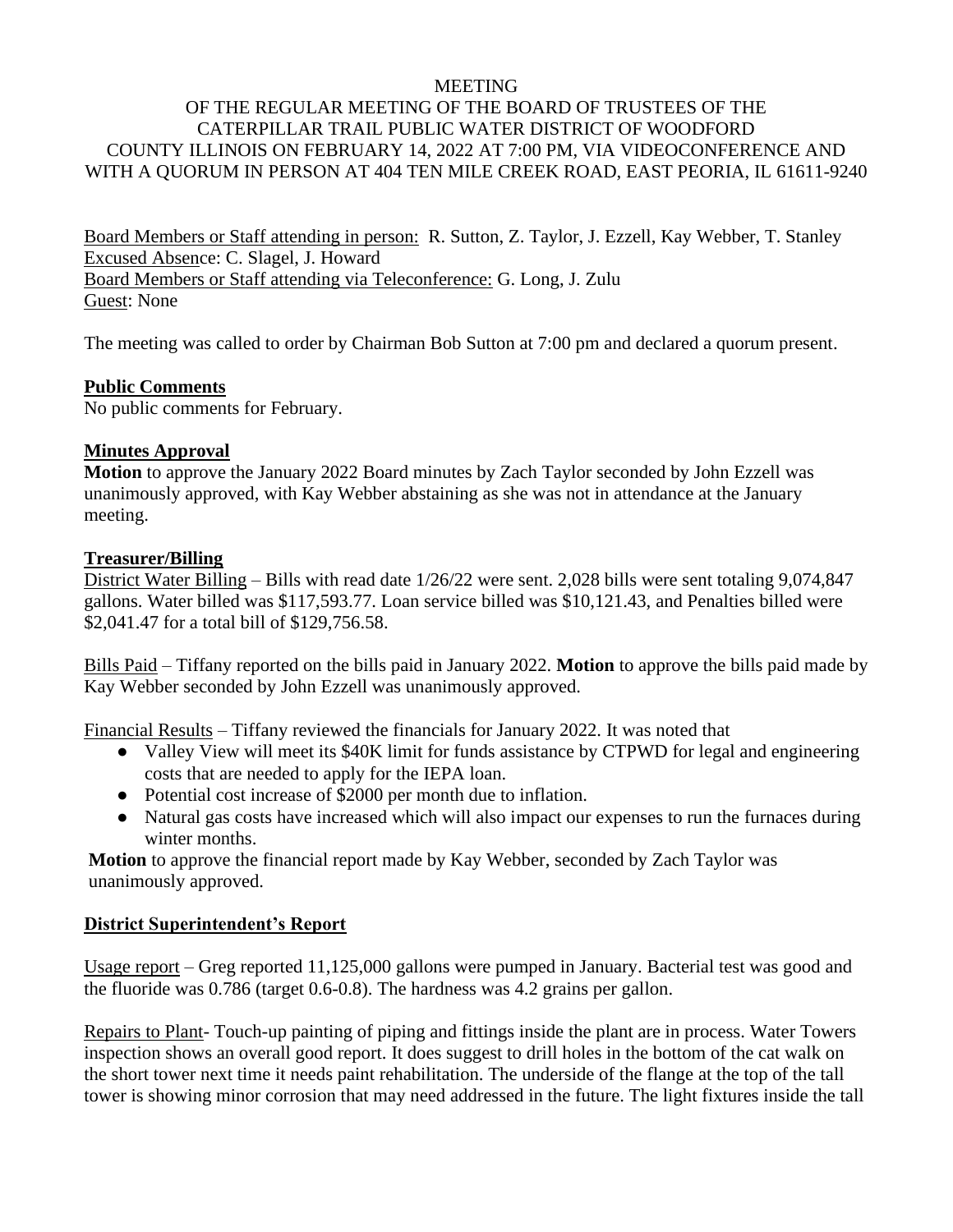MEETING

OF THE REGULAR MEETING OF THE BOARD OF TRUSTEES OF THE CATERPILLAR TRAIL PUBLIC WATER DISTRICT OF WOODFORD COUNTY ILLINOIS ON FEBRUARY 14, 2022 AT 7:00 PM, VIA VIDEOCONFERENCE AND WITH A QUORUM IN PERSON AT 404 TEN MILE CREEK ROAD, EAST PEORIA, IL 61611-9240

Board Members or Staff attending in person: R. Sutton, Z. Taylor, J. Ezzell, Kay Webber, T. Stanley
Excused Absence: C. Slagel, J. Howard
Board Members or Staff attending via Teleconference: G. Long, J. Zulu
Guest: None

The meeting was called to order by Chairman Bob Sutton at 7:00 pm and declared a quorum present.

**Public Comments**

No public comments for February.

**Minutes Approval**

**Motion** to approve the January 2022 Board minutes by Zach Taylor seconded by John Ezzell was unanimously approved, with Kay Webber abstaining as she was not in attendance at the January meeting.

**Treasurer/Billing**

District Water Billing – Bills with read date 1/26/22 were sent. 2,028 bills were sent totaling 9,074,847 gallons. Water billed was $117,593.77. Loan service billed was $10,121.43, and Penalties billed were $2,041.47 for a total bill of $129,756.58.

Bills Paid – Tiffany reported on the bills paid in January 2022. **Motion** to approve the bills paid made by Kay Webber seconded by John Ezzell was unanimously approved.

Financial Results – Tiffany reviewed the financials for January 2022. It was noted that

- Valley View will meet its $40K limit for funds assistance by CTPWD for legal and engineering costs that are needed to apply for the IEPA loan.
- Potential cost increase of $2000 per month due to inflation.
- Natural gas costs have increased which will also impact our expenses to run the furnaces during winter months.

**Motion** to approve the financial report made by Kay Webber, seconded by Zach Taylor was unanimously approved.

**District Superintendent's Report**

Usage report – Greg reported 11,125,000 gallons were pumped in January. Bacterial test was good and the fluoride was 0.786 (target 0.6-0.8). The hardness was 4.2 grains per gallon.

Repairs to Plant- Touch-up painting of piping and fittings inside the plant are in process. Water Towers inspection shows an overall good report. It does suggest to drill holes in the bottom of the cat walk on the short tower next time it needs paint rehabilitation. The underside of the flange at the top of the tall tower is showing minor corrosion that may need addressed in the future. The light fixtures inside the tall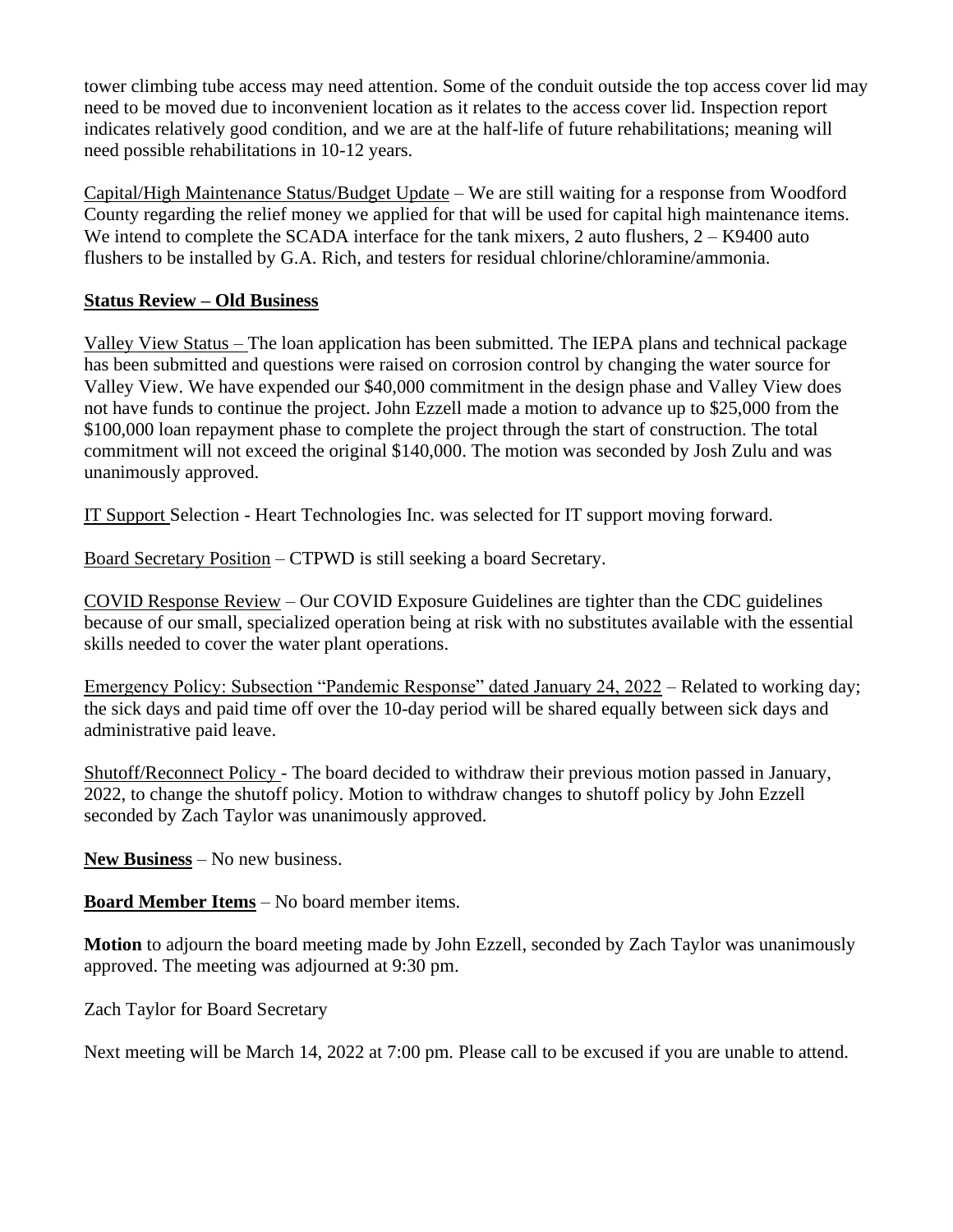tower climbing tube access may need attention. Some of the conduit outside the top access cover lid may need to be moved due to inconvenient location as it relates to the access cover lid. Inspection report indicates relatively good condition, and we are at the half-life of future rehabilitations; meaning will need possible rehabilitations in 10-12 years.

Capital/High Maintenance Status/Budget Update – We are still waiting for a response from Woodford County regarding the relief money we applied for that will be used for capital high maintenance items. We intend to complete the SCADA interface for the tank mixers, 2 auto flushers, 2 – K9400 auto flushers to be installed by G.A. Rich, and testers for residual chlorine/chloramine/ammonia.

**Status Review – Old Business**

Valley View Status – The loan application has been submitted. The IEPA plans and technical package has been submitted and questions were raised on corrosion control by changing the water source for Valley View. We have expended our $40,000 commitment in the design phase and Valley View does not have funds to continue the project. John Ezzell made a motion to advance up to $25,000 from the $100,000 loan repayment phase to complete the project through the start of construction. The total commitment will not exceed the original $140,000. The motion was seconded by Josh Zulu and was unanimously approved.

IT Support Selection - Heart Technologies Inc. was selected for IT support moving forward.

Board Secretary Position – CTPWD is still seeking a board Secretary.

COVID Response Review – Our COVID Exposure Guidelines are tighter than the CDC guidelines because of our small, specialized operation being at risk with no substitutes available with the essential skills needed to cover the water plant operations.

Emergency Policy: Subsection "Pandemic Response" dated January 24, 2022 – Related to working day; the sick days and paid time off over the 10-day period will be shared equally between sick days and administrative paid leave.

Shutoff/Reconnect Policy - The board decided to withdraw their previous motion passed in January, 2022, to change the shutoff policy. Motion to withdraw changes to shutoff policy by John Ezzell seconded by Zach Taylor was unanimously approved.

**New Business** – No new business.

**Board Member Items** – No board member items.

**Motion** to adjourn the board meeting made by John Ezzell, seconded by Zach Taylor was unanimously approved. The meeting was adjourned at 9:30 pm.

Zach Taylor for Board Secretary

Next meeting will be March 14, 2022 at 7:00 pm. Please call to be excused if you are unable to attend.